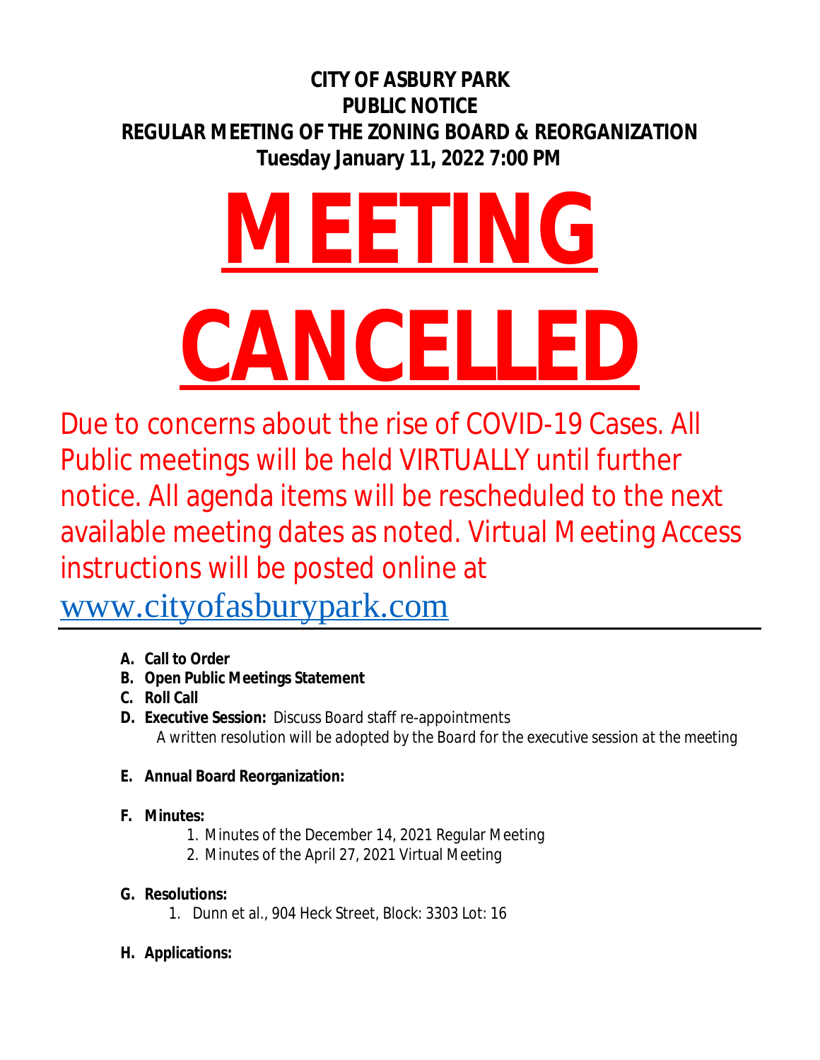**CITY OF ASBURY PARK**
**PUBLIC NOTICE**
**REGULAR MEETING OF THE ZONING BOARD & REORGANIZATION**
**Tuesday January 11, 2022 7:00 PM**

# MEETING CANCELLED

Due to concerns about the rise of COVID-19 Cases. All Public meetings will be held VIRTUALLY until further notice. All agenda items will be rescheduled to the next available meeting dates as noted. Virtual Meeting Access instructions will be posted online at www.cityofasburypark.com

---

**A. Call to Order**

**B. Open Public Meetings Statement**

**C. Roll Call**

**D. Executive Session:** Discuss Board staff re-appointments
*A written resolution will be adopted by the Board for the executive session at the meeting*

**E. Annual Board Reorganization:**

**F. Minutes:**
1. Minutes of the December 14, 2021 Regular Meeting
2. Minutes of the April 27, 2021 Virtual Meeting

**G. Resolutions:**
1. Dunn et al., 904 Heck Street, Block: 3303 Lot: 16

**H. Applications:**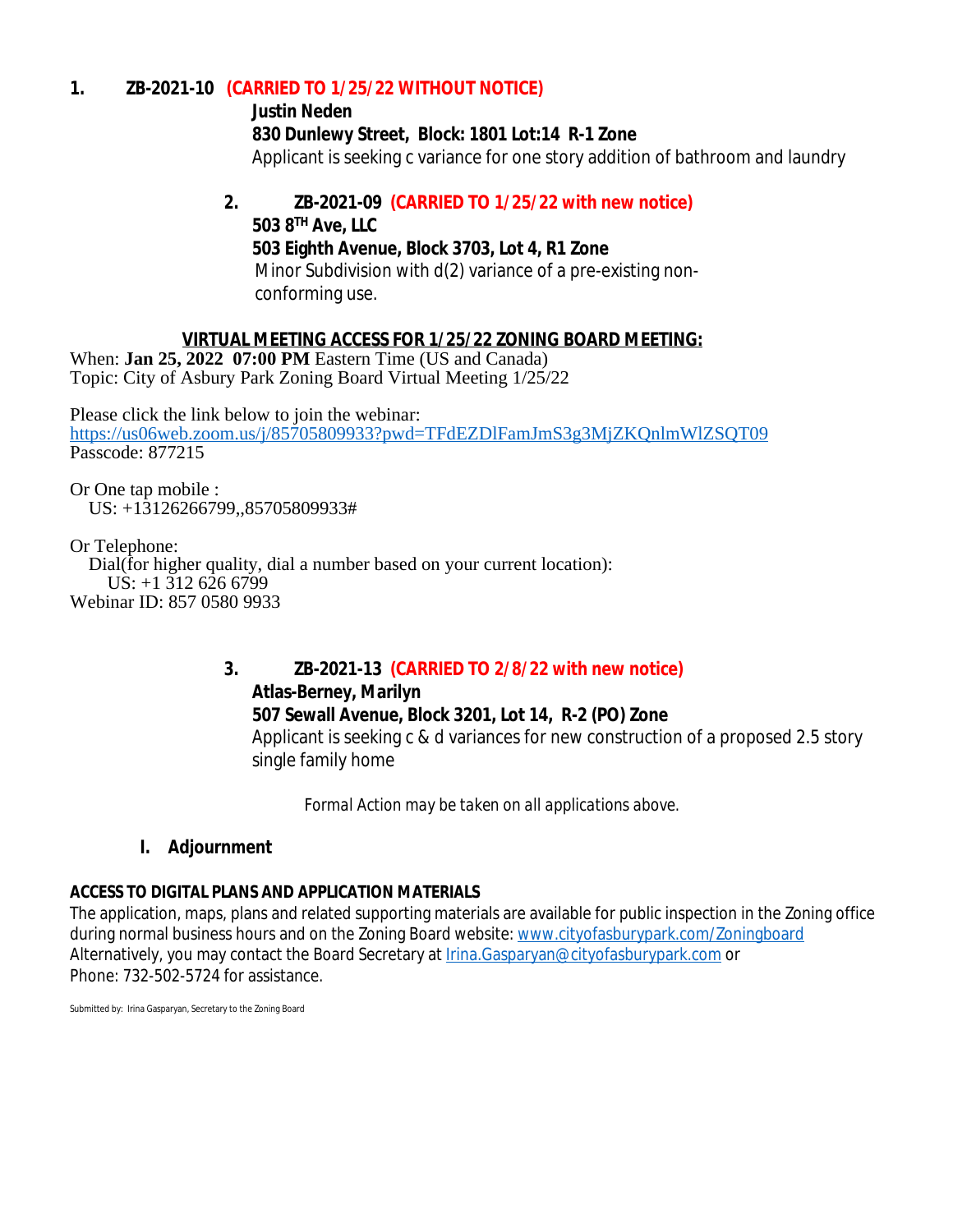1. **ZB-2021-10** **(CARRIED TO 1/25/22 WITHOUT NOTICE)**
   **Justin Neden**
   **830 Dunlewy Street, Block: 1801 Lot:14 R-1 Zone**
   Applicant is seeking c variance for one story addition of bathroom and laundry

2. **ZB-2021-09** **(CARRIED TO 1/25/22 with new notice)**
   **503 8TH Ave, LLC**
   **503 Eighth Avenue, Block 3703, Lot 4, R1 Zone**
   Minor Subdivision with d(2) variance of a pre-existing non-conforming use.

**VIRTUAL MEETING ACCESS FOR 1/25/22 ZONING BOARD MEETING:**

When: **Jan 25, 2022 07:00 PM** Eastern Time (US and Canada)
Topic: City of Asbury Park Zoning Board Virtual Meeting 1/25/22

Please click the link below to join the webinar:
https://us06web.zoom.us/j/85705809933?pwd=TFdEZDlFamJmS3g3MjZKQnlmWlZSQT09
Passcode: 877215

Or One tap mobile :
US: +13126266799,,85705809933#

Or Telephone:
Dial(for higher quality, dial a number based on your current location):
US: +1 312 626 6799
Webinar ID: 857 0580 9933

3. **ZB-2021-13** **(CARRIED TO 2/8/22 with new notice)**
   **Atlas-Berney, Marilyn**
   **507 Sewall Avenue, Block 3201, Lot 14, R-2 (PO) Zone**
   Applicant is seeking c & d variances for new construction of a proposed 2.5 story single family home

*Formal Action may be taken on all applications above.*

**I. Adjournment**

**ACCESS TO DIGITAL PLANS AND APPLICATION MATERIALS**
The application, maps, plans and related supporting materials are available for public inspection in the Zoning office during normal business hours and on the Zoning Board website: www.cityofasburypark.com/Zoningboard
Alternatively, you may contact the Board Secretary at Irina.Gasparyan@cityofasburypark.com or
Phone: 732-502-5724 for assistance.

Submitted by: Irina Gasparyan, Secretary to the Zoning Board